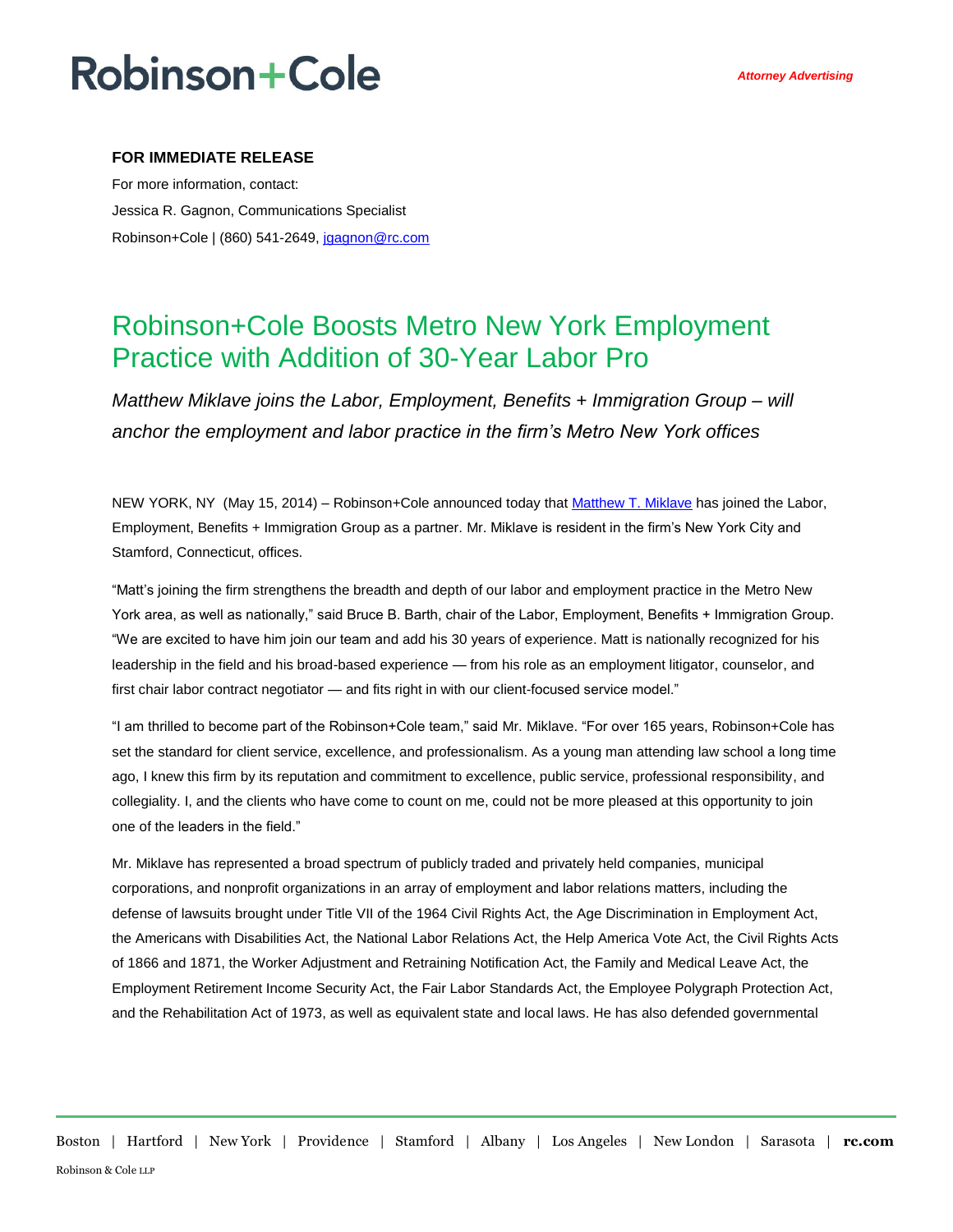Robinson+Cole

*Attorney Advertising*

**FOR IMMEDIATE RELEASE**

For more information, contact:
Jessica R. Gagnon, Communications Specialist
Robinson+Cole | (860) 541-2649, jgagnon@rc.com

# Robinson+Cole Boosts Metro New York Employment Practice with Addition of 30-Year Labor Pro

*Matthew Miklave joins the Labor, Employment, Benefits + Immigration Group – will anchor the employment and labor practice in the firm's Metro New York offices*

NEW YORK, NY (May 15, 2014) – Robinson+Cole announced today that Matthew T. Miklave has joined the Labor, Employment, Benefits + Immigration Group as a partner. Mr. Miklave is resident in the firm's New York City and Stamford, Connecticut, offices.

"Matt's joining the firm strengthens the breadth and depth of our labor and employment practice in the Metro New York area, as well as nationally," said Bruce B. Barth, chair of the Labor, Employment, Benefits + Immigration Group. "We are excited to have him join our team and add his 30 years of experience. Matt is nationally recognized for his leadership in the field and his broad-based experience — from his role as an employment litigator, counselor, and first chair labor contract negotiator — and fits right in with our client-focused service model."

"I am thrilled to become part of the Robinson+Cole team," said Mr. Miklave. "For over 165 years, Robinson+Cole has set the standard for client service, excellence, and professionalism. As a young man attending law school a long time ago, I knew this firm by its reputation and commitment to excellence, public service, professional responsibility, and collegiality. I, and the clients who have come to count on me, could not be more pleased at this opportunity to join one of the leaders in the field."

Mr. Miklave has represented a broad spectrum of publicly traded and privately held companies, municipal corporations, and nonprofit organizations in an array of employment and labor relations matters, including the defense of lawsuits brought under Title VII of the 1964 Civil Rights Act, the Age Discrimination in Employment Act, the Americans with Disabilities Act, the National Labor Relations Act, the Help America Vote Act, the Civil Rights Acts of 1866 and 1871, the Worker Adjustment and Retraining Notification Act, the Family and Medical Leave Act, the Employment Retirement Income Security Act, the Fair Labor Standards Act, the Employee Polygraph Protection Act, and the Rehabilitation Act of 1973, as well as equivalent state and local laws. He has also defended governmental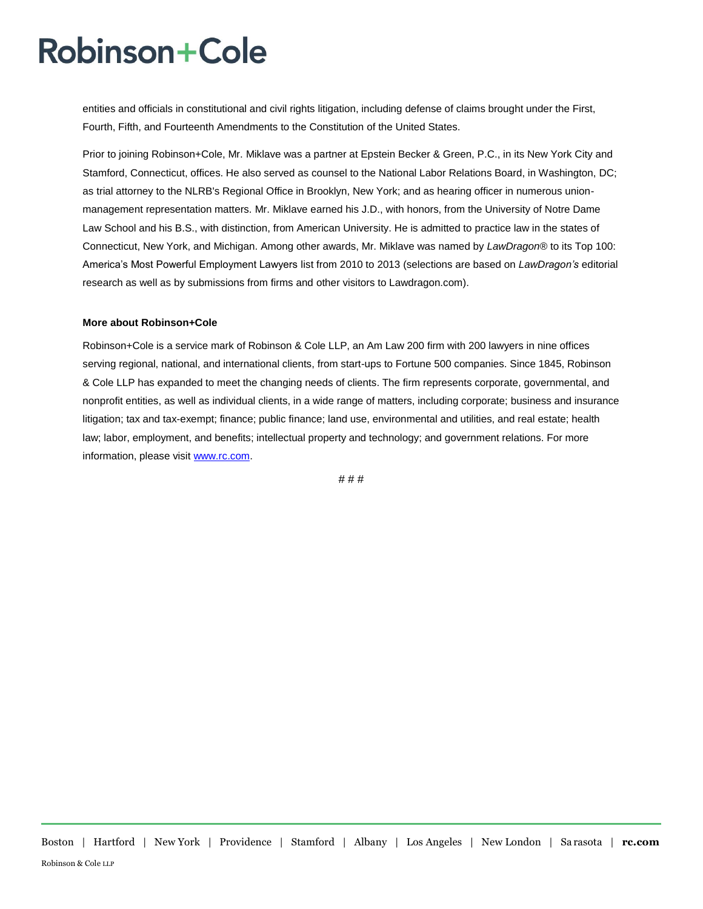entities and officials in constitutional and civil rights litigation, including defense of claims brought under the First, Fourth, Fifth, and Fourteenth Amendments to the Constitution of the United States.

Prior to joining Robinson+Cole, Mr. Miklave was a partner at Epstein Becker & Green, P.C., in its New York City and Stamford, Connecticut, offices. He also served as counsel to the National Labor Relations Board, in Washington, DC; as trial attorney to the NLRB's Regional Office in Brooklyn, New York; and as hearing officer in numerous union-management representation matters. Mr. Miklave earned his J.D., with honors, from the University of Notre Dame Law School and his B.S., with distinction, from American University. He is admitted to practice law in the states of Connecticut, New York, and Michigan. Among other awards, Mr. Miklave was named by *LawDragon*® to its Top 100: America's Most Powerful Employment Lawyers list from 2010 to 2013 (selections are based on *LawDragon's* editorial research as well as by submissions from firms and other visitors to Lawdragon.com).

**More about Robinson+Cole**

Robinson+Cole is a service mark of Robinson & Cole LLP, an Am Law 200 firm with 200 lawyers in nine offices serving regional, national, and international clients, from start-ups to Fortune 500 companies. Since 1845, Robinson & Cole LLP has expanded to meet the changing needs of clients. The firm represents corporate, governmental, and nonprofit entities, as well as individual clients, in a wide range of matters, including corporate; business and insurance litigation; tax and tax-exempt; finance; public finance; land use, environmental and utilities, and real estate; health law; labor, employment, and benefits; intellectual property and technology; and government relations. For more information, please visit www.rc.com.

# # #